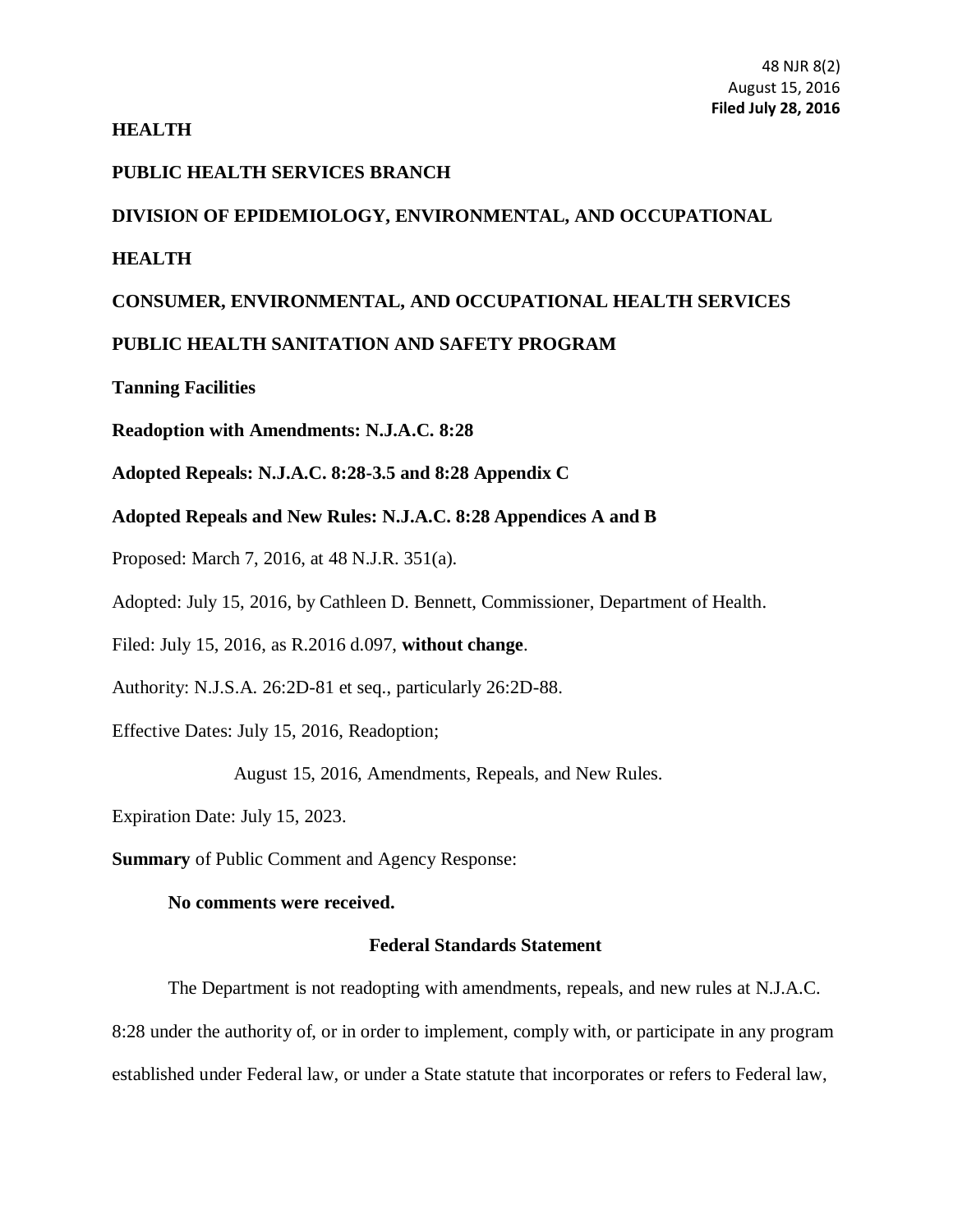48 NJR 8(2)
August 15, 2016
**Filed July 28, 2016**

**HEALTH**

**PUBLIC HEALTH SERVICES BRANCH**

**DIVISION OF EPIDEMIOLOGY, ENVIRONMENTAL, AND OCCUPATIONAL HEALTH**

**CONSUMER, ENVIRONMENTAL, AND OCCUPATIONAL HEALTH SERVICES**

**PUBLIC HEALTH SANITATION AND SAFETY PROGRAM**

**Tanning Facilities**

**Readoption with Amendments: N.J.A.C. 8:28**

**Adopted Repeals: N.J.A.C. 8:28-3.5 and 8:28 Appendix C**

**Adopted Repeals and New Rules: N.J.A.C. 8:28 Appendices A and B**

Proposed: March 7, 2016, at 48 N.J.R. 351(a).

Adopted: July 15, 2016, by Cathleen D. Bennett, Commissioner, Department of Health.

Filed: July 15, 2016, as R.2016 d.097, **without change**.

Authority: N.J.S.A. 26:2D-81 et seq., particularly 26:2D-88.

Effective Dates: July 15, 2016, Readoption;

August 15, 2016, Amendments, Repeals, and New Rules.

Expiration Date: July 15, 2023.

**Summary** of Public Comment and Agency Response:

**No comments were received.**

**Federal Standards Statement**

The Department is not readopting with amendments, repeals, and new rules at N.J.A.C. 8:28 under the authority of, or in order to implement, comply with, or participate in any program established under Federal law, or under a State statute that incorporates or refers to Federal law,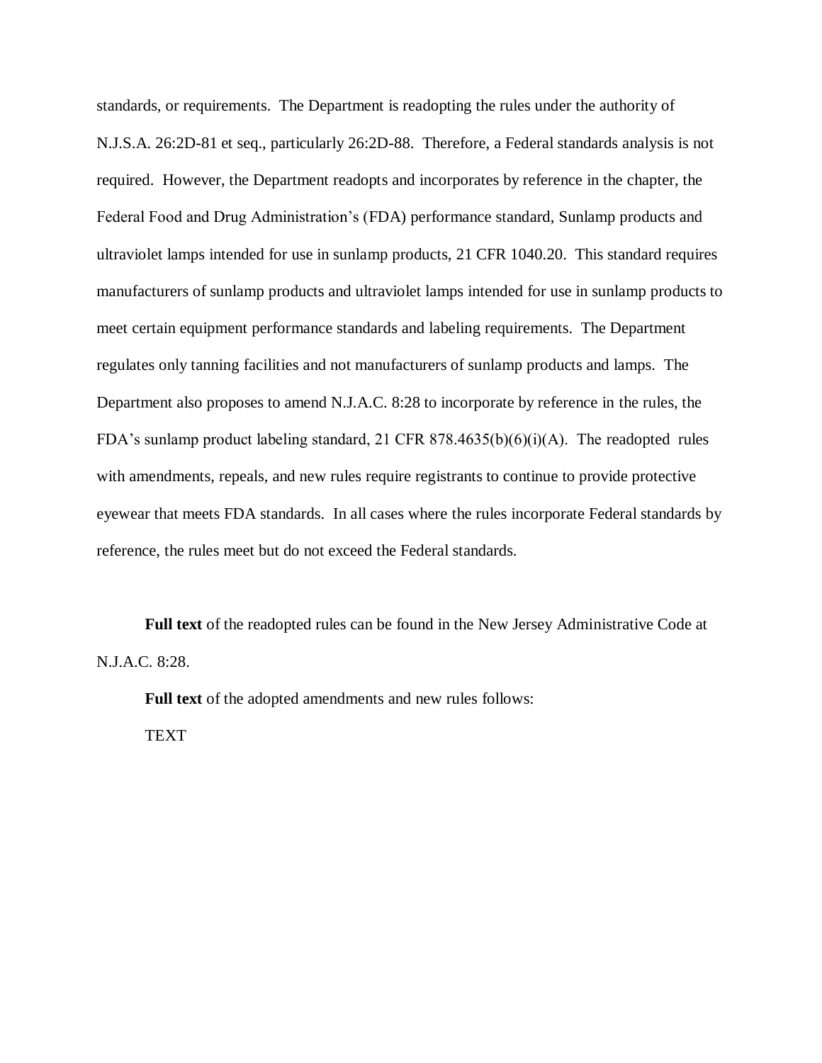standards, or requirements. The Department is readopting the rules under the authority of N.J.S.A. 26:2D-81 et seq., particularly 26:2D-88. Therefore, a Federal standards analysis is not required. However, the Department readopts and incorporates by reference in the chapter, the Federal Food and Drug Administration's (FDA) performance standard, Sunlamp products and ultraviolet lamps intended for use in sunlamp products, 21 CFR 1040.20. This standard requires manufacturers of sunlamp products and ultraviolet lamps intended for use in sunlamp products to meet certain equipment performance standards and labeling requirements. The Department regulates only tanning facilities and not manufacturers of sunlamp products and lamps. The Department also proposes to amend N.J.A.C. 8:28 to incorporate by reference in the rules, the FDA's sunlamp product labeling standard, 21 CFR 878.4635(b)(6)(i)(A). The readopted rules with amendments, repeals, and new rules require registrants to continue to provide protective eyewear that meets FDA standards. In all cases where the rules incorporate Federal standards by reference, the rules meet but do not exceed the Federal standards.

**Full text** of the readopted rules can be found in the New Jersey Administrative Code at N.J.A.C. 8:28.

**Full text** of the adopted amendments and new rules follows:

TEXT